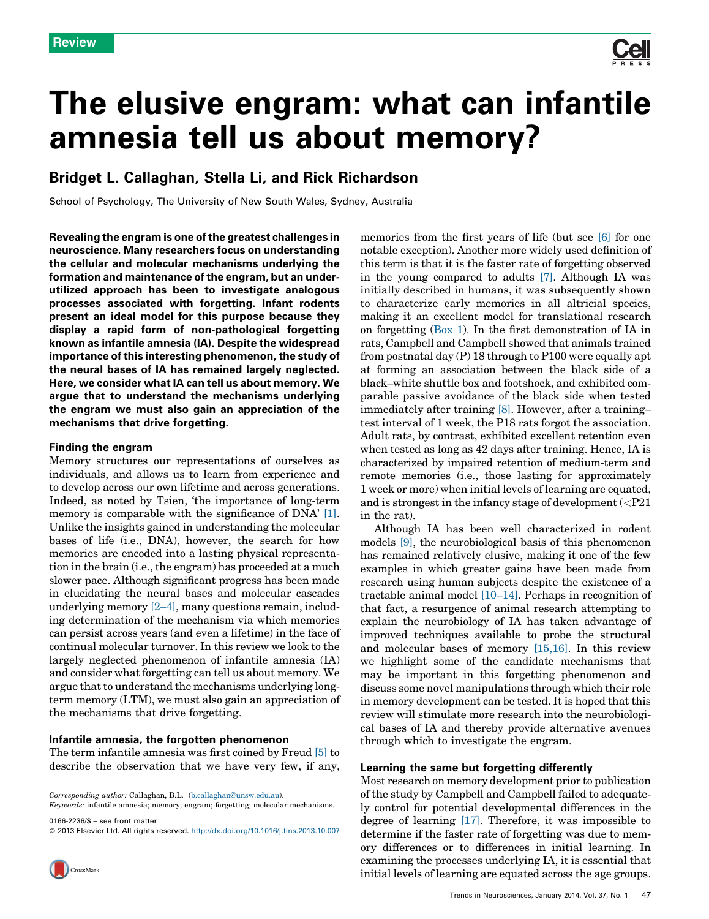Review

# The elusive engram: what can infantile amnesia tell us about memory?

## Bridget L. Callaghan, Stella Li, and Rick Richardson

School of Psychology, The University of New South Wales, Sydney, Australia

**Revealing the engram is one of the greatest challenges in neuroscience. Many researchers focus on understanding the cellular and molecular mechanisms underlying the formation and maintenance of the engram, but an underutilized approach has been to investigate analogous processes associated with forgetting. Infant rodents present an ideal model for this purpose because they display a rapid form of non-pathological forgetting known as infantile amnesia (IA). Despite the widespread importance of this interesting phenomenon, the study of the neural bases of IA has remained largely neglected. Here, we consider what IA can tell us about memory. We argue that to understand the mechanisms underlying the engram we must also gain an appreciation of the mechanisms that drive forgetting.**

### Finding the engram

Memory structures our representations of ourselves as individuals, and allows us to learn from experience and to develop across our own lifetime and across generations. Indeed, as noted by Tsien, 'the importance of long-term memory is comparable with the significance of DNA' [1]. Unlike the insights gained in understanding the molecular bases of life (i.e., DNA), however, the search for how memories are encoded into a lasting physical representation in the brain (i.e., the engram) has proceeded at a much slower pace. Although significant progress has been made in elucidating the neural bases and molecular cascades underlying memory [2–4], many questions remain, including determination of the mechanism via which memories can persist across years (and even a lifetime) in the face of continual molecular turnover. In this review we look to the largely neglected phenomenon of infantile amnesia (IA) and consider what forgetting can tell us about memory. We argue that to understand the mechanisms underlying long-term memory (LTM), we must also gain an appreciation of the mechanisms that drive forgetting.

### Infantile amnesia, the forgotten phenomenon

The term infantile amnesia was first coined by Freud [5] to describe the observation that we have very few, if any, memories from the first years of life (but see [6] for one notable exception). Another more widely used definition of this term is that it is the faster rate of forgetting observed in the young compared to adults [7]. Although IA was initially described in humans, it was subsequently shown to characterize early memories in all altricial species, making it an excellent model for translational research on forgetting (Box 1). In the first demonstration of IA in rats, Campbell and Campbell showed that animals trained from postnatal day (P) 18 through to P100 were equally apt at forming an association between the black side of a black–white shuttle box and footshock, and exhibited comparable passive avoidance of the black side when tested immediately after training [8]. However, after a training–test interval of 1 week, the P18 rats forgot the association. Adult rats, by contrast, exhibited excellent retention even when tested as long as 42 days after training. Hence, IA is characterized by impaired retention of medium-term and remote memories (i.e., those lasting for approximately 1 week or more) when initial levels of learning are equated, and is strongest in the infancy stage of development (<P21 in the rat).

Although IA has been well characterized in rodent models [9], the neurobiological basis of this phenomenon has remained relatively elusive, making it one of the few examples in which greater gains have been made from research using human subjects despite the existence of a tractable animal model [10–14]. Perhaps in recognition of that fact, a resurgence of animal research attempting to explain the neurobiology of IA has taken advantage of improved techniques available to probe the structural and molecular bases of memory [15,16]. In this review we highlight some of the candidate mechanisms that may be important in this forgetting phenomenon and discuss some novel manipulations through which their role in memory development can be tested. It is hoped that this review will stimulate more research into the neurobiological bases of IA and thereby provide alternative avenues through which to investigate the engram.

### Learning the same but forgetting differently

Most research on memory development prior to publication of the study by Campbell and Campbell failed to adequately control for potential developmental differences in the degree of learning [17]. Therefore, it was impossible to determine if the faster rate of forgetting was due to memory differences or to differences in initial learning. In examining the processes underlying IA, it is essential that initial levels of learning are equated across the age groups.

*Corresponding author:* Callaghan, B.L. (b.callaghan@unsw.edu.au).
*Keywords:* infantile amnesia; memory; engram; forgetting; molecular mechanisms.

0166-2236/$ – see front matter
© 2013 Elsevier Ltd. All rights reserved. http://dx.doi.org/10.1016/j.tins.2013.10.007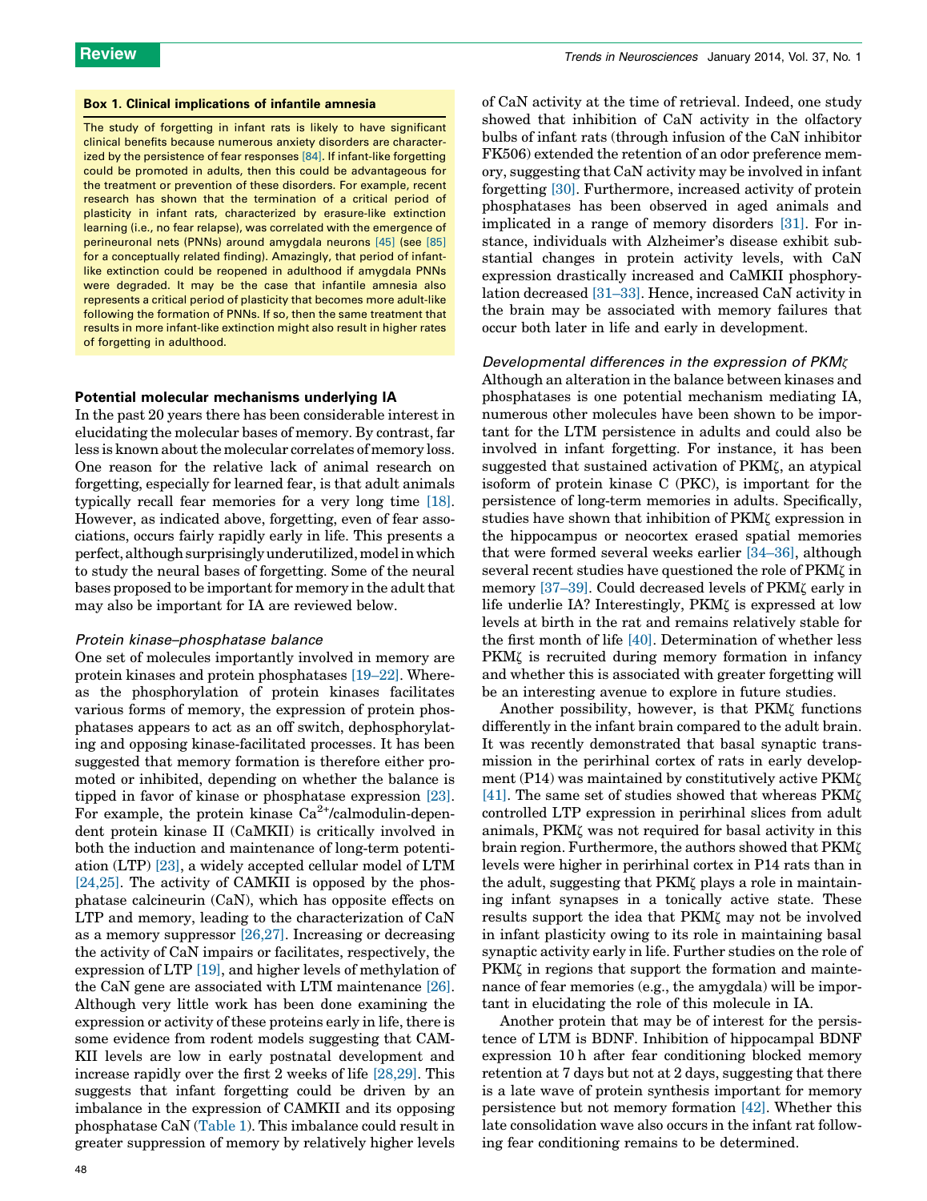**Box 1. Clinical implications of infantile amnesia**

The study of forgetting in infant rats is likely to have significant clinical benefits because numerous anxiety disorders are characterized by the persistence of fear responses [84]. If infant-like forgetting could be promoted in adults, then this could be advantageous for the treatment or prevention of these disorders. For example, recent research has shown that the termination of a critical period of plasticity in infant rats, characterized by erasure-like extinction learning (i.e., no fear relapse), was correlated with the emergence of perineuronal nets (PNNs) around amygdala neurons [45] (see [85] for a conceptually related finding). Amazingly, that period of infant-like extinction could be reopened in adulthood if amygdala PNNs were degraded. It may be the case that infantile amnesia also represents a critical period of plasticity that becomes more adult-like following the formation of PNNs. If so, then the same treatment that results in more infant-like extinction might also result in higher rates of forgetting in adulthood.

## Potential molecular mechanisms underlying IA

In the past 20 years there has been considerable interest in elucidating the molecular bases of memory. By contrast, far less is known about the molecular correlates of memory loss. One reason for the relative lack of animal research on forgetting, especially for learned fear, is that adult animals typically recall fear memories for a very long time [18]. However, as indicated above, forgetting, even of fear associations, occurs fairly rapidly early in life. This presents a perfect, although surprisingly underutilized, model in which to study the neural bases of forgetting. Some of the neural bases proposed to be important for memory in the adult that may also be important for IA are reviewed below.

### *Protein kinase–phosphatase balance*

One set of molecules importantly involved in memory are protein kinases and protein phosphatases [19–22]. Whereas the phosphorylation of protein kinases facilitates various forms of memory, the expression of protein phosphatases appears to act as an off switch, dephosphorylating and opposing kinase-facilitated processes. It has been suggested that memory formation is therefore either promoted or inhibited, depending on whether the balance is tipped in favor of kinase or phosphatase expression [23]. For example, the protein kinase $Ca^{2+}$/calmodulin-dependent protein kinase II (CaMKII) is critically involved in both the induction and maintenance of long-term potentiation (LTP) [23], a widely accepted cellular model of LTM [24,25]. The activity of CAMKII is opposed by the phosphatase calcineurin (CaN), which has opposite effects on LTP and memory, leading to the characterization of CaN as a memory suppressor [26,27]. Increasing or decreasing the activity of CaN impairs or facilitates, respectively, the expression of LTP [19], and higher levels of methylation of the CaN gene are associated with LTM maintenance [26]. Although very little work has been done examining the expression or activity of these proteins early in life, there is some evidence from rodent models suggesting that CAMKII levels are low in early postnatal development and increase rapidly over the first 2 weeks of life [28,29]. This suggests that infant forgetting could be driven by an imbalance in the expression of CAMKII and its opposing phosphatase CaN (Table 1). This imbalance could result in greater suppression of memory by relatively higher levels of CaN activity at the time of retrieval. Indeed, one study showed that inhibition of CaN activity in the olfactory bulbs of infant rats (through infusion of the CaN inhibitor FK506) extended the retention of an odor preference memory, suggesting that CaN activity may be involved in infant forgetting [30]. Furthermore, increased activity of protein phosphatases has been observed in aged animals and implicated in a range of memory disorders [31]. For instance, individuals with Alzheimer's disease exhibit substantial changes in protein activity levels, with CaN expression drastically increased and CaMKII phosphorylation decreased [31–33]. Hence, increased CaN activity in the brain may be associated with memory failures that occur both later in life and early in development.

### *Developmental differences in the expression of PKMζ*

Although an alteration in the balance between kinases and phosphatases is one potential mechanism mediating IA, numerous other molecules have been shown to be important for the LTM persistence in adults and could also be involved in infant forgetting. For instance, it has been suggested that sustained activation of PKMζ, an atypical isoform of protein kinase C (PKC), is important for the persistence of long-term memories in adults. Specifically, studies have shown that inhibition of PKMζ expression in the hippocampus or neocortex erased spatial memories that were formed several weeks earlier [34–36], although several recent studies have questioned the role of PKMζ in memory [37–39]. Could decreased levels of PKMζ early in life underlie IA? Interestingly, PKMζ is expressed at low levels at birth in the rat and remains relatively stable for the first month of life [40]. Determination of whether less PKMζ is recruited during memory formation in infancy and whether this is associated with greater forgetting will be an interesting avenue to explore in future studies.

Another possibility, however, is that PKMζ functions differently in the infant brain compared to the adult brain. It was recently demonstrated that basal synaptic transmission in the perirhinal cortex of rats in early development (P14) was maintained by constitutively active PKMζ [41]. The same set of studies showed that whereas PKMζ controlled LTP expression in perirhinal slices from adult animals, PKMζ was not required for basal activity in this brain region. Furthermore, the authors showed that PKMζ levels were higher in perirhinal cortex in P14 rats than in the adult, suggesting that PKMζ plays a role in maintaining infant synapses in a tonically active state. These results support the idea that PKMζ may not be involved in infant plasticity owing to its role in maintaining basal synaptic activity early in life. Further studies on the role of PKMζ in regions that support the formation and maintenance of fear memories (e.g., the amygdala) will be important in elucidating the role of this molecule in IA.

Another protein that may be of interest for the persistence of LTM is BDNF. Inhibition of hippocampal BDNF expression 10 h after fear conditioning blocked memory retention at 7 days but not at 2 days, suggesting that there is a late wave of protein synthesis important for memory persistence but not memory formation [42]. Whether this late consolidation wave also occurs in the infant rat following fear conditioning remains to be determined.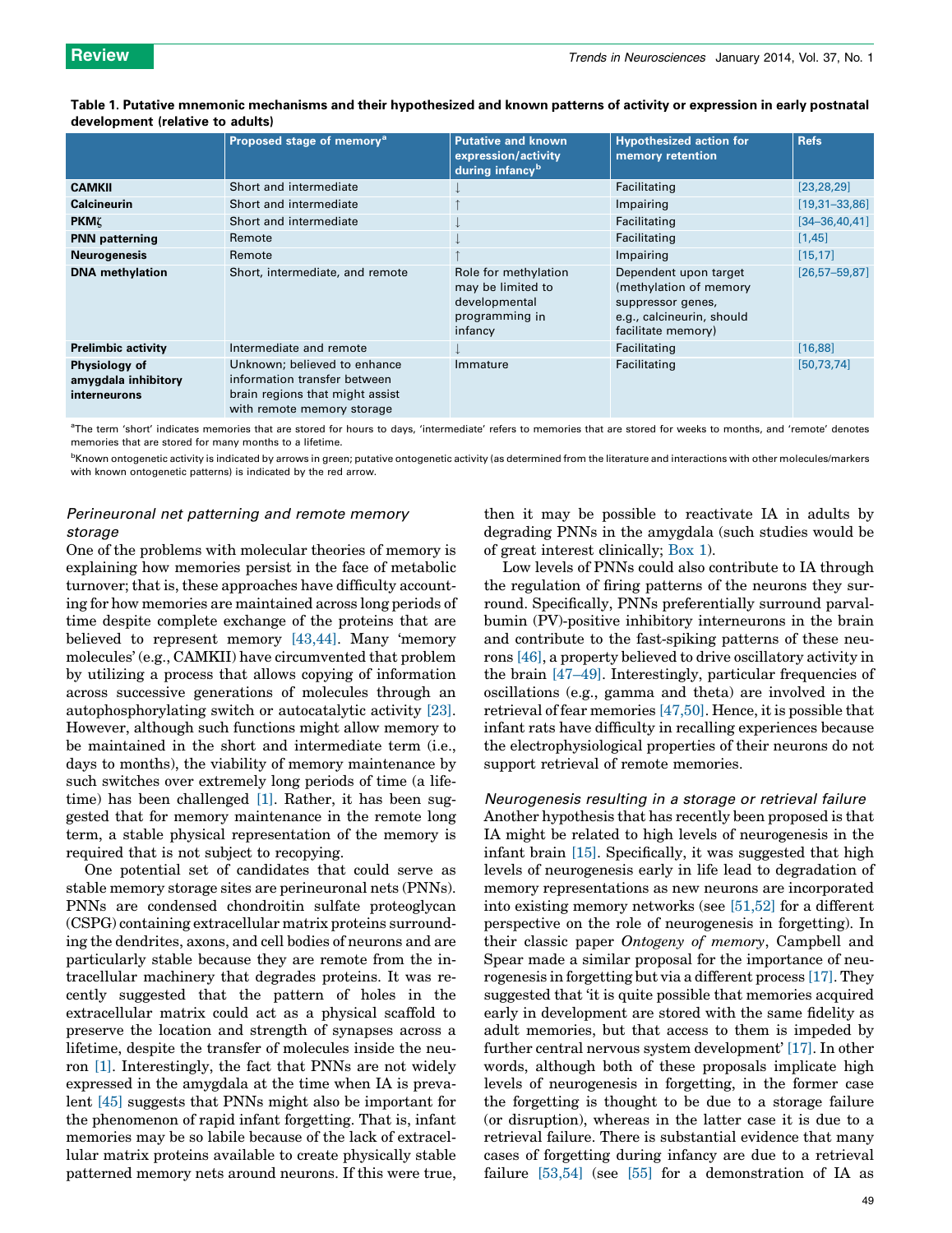**Table 1. Putative mnemonic mechanisms and their hypothesized and known patterns of activity or expression in early postnatal development (relative to adults)**

| | Proposed stage of memory[a] | Putative and known expression/activity during infancy[b] | Hypothesized action for memory retention | Refs |
|---|---|---|---|---|
| **CAMKII** | Short and intermediate | ↓ | Facilitating | [23,28,29] |
| **Calcineurin** | Short and intermediate | ↑ | Impairing | [19,31–33,86] |
| **PKMζ** | Short and intermediate | ↓ | Facilitating | [34–36,40,41] |
| **PNN patterning** | Remote | ↓ | Facilitating | [1,45] |
| **Neurogenesis** | Remote | ↑ | Impairing | [15,17] |
| **DNA methylation** | Short, intermediate, and remote | Role for methylation may be limited to developmental programming in infancy | Dependent upon target (methylation of memory suppressor genes, e.g., calcineurin, should facilitate memory) | [26,57–59,87] |
| **Prelimbic activity** | Intermediate and remote | ↓ | Facilitating | [16,88] |
| **Physiology of amygdala inhibitory interneurons** | Unknown; believed to enhance information transfer between brain regions that might assist with remote memory storage | Immature | Facilitating | [50,73,74] |

[a]The term 'short' indicates memories that are stored for hours to days, 'intermediate' refers to memories that are stored for weeks to months, and 'remote' denotes memories that are stored for many months to a lifetime.

[b]Known ontogenetic activity is indicated by arrows in green; putative ontogenetic activity (as determined from the literature and interactions with other molecules/markers with known ontogenetic patterns) is indicated by the red arrow.

### *Perineuronal net patterning and remote memory storage*

One of the problems with molecular theories of memory is explaining how memories persist in the face of metabolic turnover; that is, these approaches have difficulty accounting for how memories are maintained across long periods of time despite complete exchange of the proteins that are believed to represent memory [43,44]. Many 'memory molecules' (e.g., CAMKII) have circumvented that problem by utilizing a process that allows copying of information across successive generations of molecules through an autophosphorylating switch or autocatalytic activity [23]. However, although such functions might allow memory to be maintained in the short and intermediate term (i.e., days to months), the viability of memory maintenance by such switches over extremely long periods of time (a lifetime) has been challenged [1]. Rather, it has been suggested that for memory maintenance in the remote long term, a stable physical representation of the memory is required that is not subject to recopying.

One potential set of candidates that could serve as stable memory storage sites are perineuronal nets (PNNs). PNNs are condensed chondroitin sulfate proteoglycan (CSPG) containing extracellular matrix proteins surrounding the dendrites, axons, and cell bodies of neurons and are particularly stable because they are remote from the intracellular machinery that degrades proteins. It was recently suggested that the pattern of holes in the extracellular matrix could act as a physical scaffold to preserve the location and strength of synapses across a lifetime, despite the transfer of molecules inside the neuron [1]. Interestingly, the fact that PNNs are not widely expressed in the amygdala at the time when IA is prevalent [45] suggests that PNNs might also be important for the phenomenon of rapid infant forgetting. That is, infant memories may be so labile because of the lack of extracellular matrix proteins available to create physically stable patterned memory nets around neurons. If this were true, then it may be possible to reactivate IA in adults by degrading PNNs in the amygdala (such studies would be of great interest clinically; Box 1).

Low levels of PNNs could also contribute to IA through the regulation of firing patterns of the neurons they surround. Specifically, PNNs preferentially surround parvalbumin (PV)-positive inhibitory interneurons in the brain and contribute to the fast-spiking patterns of these neurons [46], a property believed to drive oscillatory activity in the brain [47–49]. Interestingly, particular frequencies of oscillations (e.g., gamma and theta) are involved in the retrieval of fear memories [47,50]. Hence, it is possible that infant rats have difficulty in recalling experiences because the electrophysiological properties of their neurons do not support retrieval of remote memories.

### *Neurogenesis resulting in a storage or retrieval failure*

Another hypothesis that has recently been proposed is that IA might be related to high levels of neurogenesis in the infant brain [15]. Specifically, it was suggested that high levels of neurogenesis early in life lead to degradation of memory representations as new neurons are incorporated into existing memory networks (see [51,52] for a different perspective on the role of neurogenesis in forgetting). In their classic paper *Ontogeny of memory*, Campbell and Spear made a similar proposal for the importance of neurogenesis in forgetting but via a different process [17]. They suggested that 'it is quite possible that memories acquired early in development are stored with the same fidelity as adult memories, but that access to them is impeded by further central nervous system development' [17]. In other words, although both of these proposals implicate high levels of neurogenesis in forgetting, in the former case the forgetting is thought to be due to a storage failure (or disruption), whereas in the latter case it is due to a retrieval failure. There is substantial evidence that many cases of forgetting during infancy are due to a retrieval failure [53,54] (see [55] for a demonstration of IA as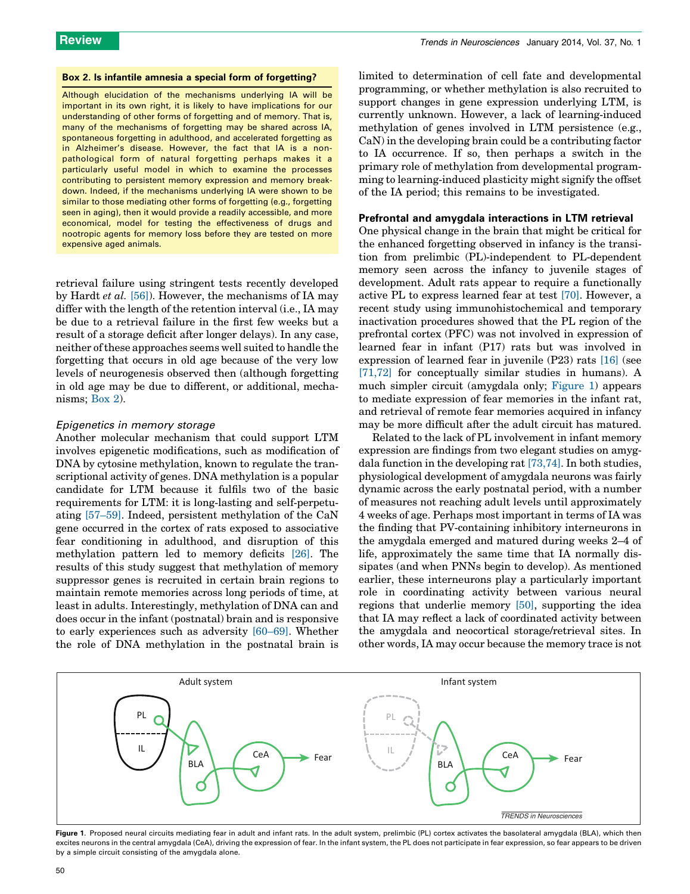**Box 2. Is infantile amnesia a special form of forgetting?**

Although elucidation of the mechanisms underlying IA will be important in its own right, it is likely to have implications for our understanding of other forms of forgetting and of memory. That is, many of the mechanisms of forgetting may be shared across IA, spontaneous forgetting in adulthood, and accelerated forgetting as in Alzheimer's disease. However, the fact that IA is a non-pathological form of natural forgetting perhaps makes it a particularly useful model in which to examine the processes contributing to persistent memory expression and memory breakdown. Indeed, if the mechanisms underlying IA were shown to be similar to those mediating other forms of forgetting (e.g., forgetting seen in aging), then it would provide a readily accessible, and more economical, model for testing the effectiveness of drugs and nootropic agents for memory loss before they are tested on more expensive aged animals.

retrieval failure using stringent tests recently developed by Hardt *et al.* [56]). However, the mechanisms of IA may differ with the length of the retention interval (i.e., IA may be due to a retrieval failure in the first few weeks but a result of a storage deficit after longer delays). In any case, neither of these approaches seems well suited to handle the forgetting that occurs in old age because of the very low levels of neurogenesis observed then (although forgetting in old age may be due to different, or additional, mechanisms; Box 2).

### *Epigenetics in memory storage*

Another molecular mechanism that could support LTM involves epigenetic modifications, such as modification of DNA by cytosine methylation, known to regulate the transcriptional activity of genes. DNA methylation is a popular candidate for LTM because it fulfils two of the basic requirements for LTM: it is long-lasting and self-perpetuating [57–59]. Indeed, persistent methylation of the CaN gene occurred in the cortex of rats exposed to associative fear conditioning in adulthood, and disruption of this methylation pattern led to memory deficits [26]. The results of this study suggest that methylation of memory suppressor genes is recruited in certain brain regions to maintain remote memories across long periods of time, at least in adults. Interestingly, methylation of DNA can and does occur in the infant (postnatal) brain and is responsive to early experiences such as adversity [60–69]. Whether the role of DNA methylation in the postnatal brain is limited to determination of cell fate and developmental programming, or whether methylation is also recruited to support changes in gene expression underlying LTM, is currently unknown. However, a lack of learning-induced methylation of genes involved in LTM persistence (e.g., CaN) in the developing brain could be a contributing factor to IA occurrence. If so, then perhaps a switch in the primary role of methylation from developmental programming to learning-induced plasticity might signify the offset of the IA period; this remains to be investigated.

## Prefrontal and amygdala interactions in LTM retrieval

One physical change in the brain that might be critical for the enhanced forgetting observed in infancy is the transition from prelimbic (PL)-independent to PL-dependent memory seen across the infancy to juvenile stages of development. Adult rats appear to require a functionally active PL to express learned fear at test [70]. However, a recent study using immunohistochemical and temporary inactivation procedures showed that the PL region of the prefrontal cortex (PFC) was not involved in expression of learned fear in infant (P17) rats but was involved in expression of learned fear in juvenile (P23) rats [16] (see [71,72] for conceptually similar studies in humans). A much simpler circuit (amygdala only; Figure 1) appears to mediate expression of fear memories in the infant rat, and retrieval of remote fear memories acquired in infancy may be more difficult after the adult circuit has matured.

Related to the lack of PL involvement in infant memory expression are findings from two elegant studies on amygdala function in the developing rat [73,74]. In both studies, physiological development of amygdala neurons was fairly dynamic across the early postnatal period, with a number of measures not reaching adult levels until approximately 4 weeks of age. Perhaps most important in terms of IA was the finding that PV-containing inhibitory interneurons in the amygdala emerged and matured during weeks 2–4 of life, approximately the same time that IA normally dissipates (and when PNNs begin to develop). As mentioned earlier, these interneurons play a particularly important role in coordinating activity between various neural regions that underlie memory [50], supporting the idea that IA may reflect a lack of coordinated activity between the amygdala and neocortical storage/retrieval sites. In other words, IA may occur because the memory trace is not

**Figure 1**. Proposed neural circuits mediating fear in adult and infant rats. In the adult system, prelimbic (PL) cortex activates the basolateral amygdala (BLA), which then excites neurons in the central amygdala (CeA), driving the expression of fear. In the infant system, the PL does not participate in fear expression, so fear appears to be driven by a simple circuit consisting of the amygdala alone.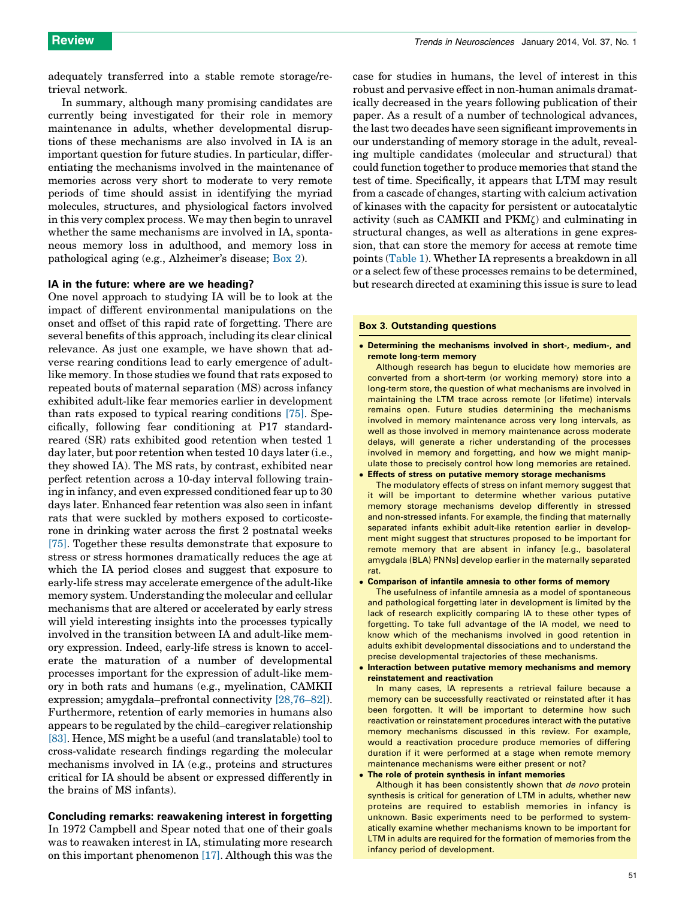adequately transferred into a stable remote storage/retrieval network.

In summary, although many promising candidates are currently being investigated for their role in memory maintenance in adults, whether developmental disruptions of these mechanisms are also involved in IA is an important question for future studies. In particular, differentiating the mechanisms involved in the maintenance of memories across very short to moderate to very remote periods of time should assist in identifying the myriad molecules, structures, and physiological factors involved in this very complex process. We may then begin to unravel whether the same mechanisms are involved in IA, spontaneous memory loss in adulthood, and memory loss in pathological aging (e.g., Alzheimer's disease; Box 2).

## IA in the future: where are we heading?

One novel approach to studying IA will be to look at the impact of different environmental manipulations on the onset and offset of this rapid rate of forgetting. There are several benefits of this approach, including its clear clinical relevance. As just one example, we have shown that adverse rearing conditions lead to early emergence of adult-like memory. In those studies we found that rats exposed to repeated bouts of maternal separation (MS) across infancy exhibited adult-like fear memories earlier in development than rats exposed to typical rearing conditions [75]. Specifically, following fear conditioning at P17 standard-reared (SR) rats exhibited good retention when tested 1 day later, but poor retention when tested 10 days later (i.e., they showed IA). The MS rats, by contrast, exhibited near perfect retention across a 10-day interval following training in infancy, and even expressed conditioned fear up to 30 days later. Enhanced fear retention was also seen in infant rats that were suckled by mothers exposed to corticosterone in drinking water across the first 2 postnatal weeks [75]. Together these results demonstrate that exposure to stress or stress hormones dramatically reduces the age at which the IA period closes and suggest that exposure to early-life stress may accelerate emergence of the adult-like memory system. Understanding the molecular and cellular mechanisms that are altered or accelerated by early stress will yield interesting insights into the processes typically involved in the transition between IA and adult-like memory expression. Indeed, early-life stress is known to accelerate the maturation of a number of developmental processes important for the expression of adult-like memory in both rats and humans (e.g., myelination, CAMKII expression; amygdala–prefrontal connectivity [28,76–82]). Furthermore, retention of early memories in humans also appears to be regulated by the child–caregiver relationship [83]. Hence, MS might be a useful (and translatable) tool to cross-validate research findings regarding the molecular mechanisms involved in IA (e.g., proteins and structures critical for IA should be absent or expressed differently in the brains of MS infants).

## Concluding remarks: reawakening interest in forgetting

In 1972 Campbell and Spear noted that one of their goals was to reawaken interest in IA, stimulating more research on this important phenomenon [17]. Although this was the case for studies in humans, the level of interest in this robust and pervasive effect in non-human animals dramatically decreased in the years following publication of their paper. As a result of a number of technological advances, the last two decades have seen significant improvements in our understanding of memory storage in the adult, revealing multiple candidates (molecular and structural) that could function together to produce memories that stand the test of time. Specifically, it appears that LTM may result from a cascade of changes, starting with calcium activation of kinases with the capacity for persistent or autocatalytic activity (such as CAMKII and PKMζ) and culminating in structural changes, as well as alterations in gene expression, that can store the memory for access at remote time points (Table 1). Whether IA represents a breakdown in all or a select few of these processes remains to be determined, but research directed at examining this issue is sure to lead

### Box 3. Outstanding questions

- **Determining the mechanisms involved in short-, medium-, and remote long-term memory**
  Although research has begun to elucidate how memories are converted from a short-term (or working memory) store into a long-term store, the question of what mechanisms are involved in maintaining the LTM trace across remote (or lifetime) intervals remains open. Future studies determining the mechanisms involved in memory maintenance across very long intervals, as well as those involved in memory maintenance across moderate delays, will generate a richer understanding of the processes involved in memory and forgetting, and how we might manipulate those to precisely control how long memories are retained.
- **Effects of stress on putative memory storage mechanisms**
  The modulatory effects of stress on infant memory suggest that it will be important to determine whether various putative memory storage mechanisms develop differently in stressed and non-stressed infants. For example, the finding that maternally separated infants exhibit adult-like retention earlier in development might suggest that structures proposed to be important for remote memory that are absent in infancy [e.g., basolateral amygdala (BLA) PNNs] develop earlier in the maternally separated rat.
- **Comparison of infantile amnesia to other forms of memory**
  The usefulness of infantile amnesia as a model of spontaneous and pathological forgetting later in development is limited by the lack of research explicitly comparing IA to these other types of forgetting. To take full advantage of the IA model, we need to know which of the mechanisms involved in good retention in adults exhibit developmental dissociations and to understand the precise developmental trajectories of these mechanisms.
- **Interaction between putative memory mechanisms and memory reinstatement and reactivation**
  In many cases, IA represents a retrieval failure because a memory can be successfully reactivated or reinstated after it has been forgotten. It will be important to determine how such reactivation or reinstatement procedures interact with the putative memory mechanisms discussed in this review. For example, would a reactivation procedure produce memories of differing duration if it were performed at a stage when remote memory maintenance mechanisms were either present or not?
- **The role of protein synthesis in infant memories**
  Although it has been consistently shown that *de novo* protein synthesis is critical for generation of LTM in adults, whether new proteins are required to establish memories in infancy is unknown. Basic experiments need to be performed to systematically examine whether mechanisms known to be important for LTM in adults are required for the formation of memories from the infancy period of development.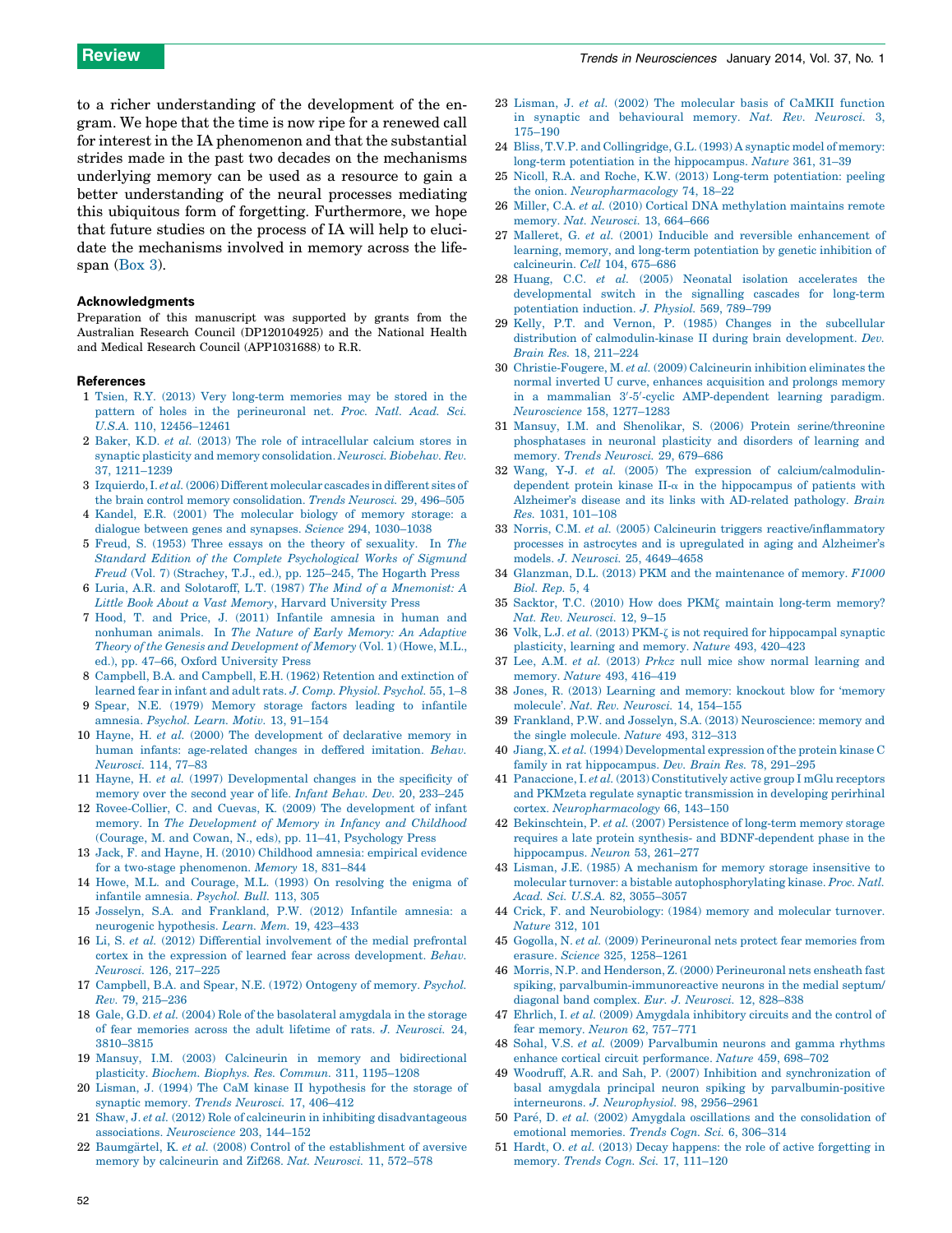to a richer understanding of the development of the engram. We hope that the time is now ripe for a renewed call for interest in the IA phenomenon and that the substantial strides made in the past two decades on the mechanisms underlying memory can be used as a resource to gain a better understanding of the neural processes mediating this ubiquitous form of forgetting. Furthermore, we hope that future studies on the process of IA will help to elucidate the mechanisms involved in memory across the lifespan (Box 3).

### Acknowledgments

Preparation of this manuscript was supported by grants from the Australian Research Council (DP120104925) and the National Health and Medical Research Council (APP1031688) to R.R.

### References

1 Tsien, R.Y. (2013) Very long-term memories may be stored in the pattern of holes in the perineuronal net. *Proc. Natl. Acad. Sci. U.S.A.* 110, 12456–12461

2 Baker, K.D. *et al.* (2013) The role of intracellular calcium stores in synaptic plasticity and memory consolidation. *Neurosci. Biobehav. Rev.* 37, 1211–1239

3 Izquierdo, I. *et al.* (2006) Different molecular cascades in different sites of the brain control memory consolidation. *Trends Neurosci.* 29, 496–505

4 Kandel, E.R. (2001) The molecular biology of memory storage: a dialogue between genes and synapses. *Science* 294, 1030–1038

5 Freud, S. (1953) Three essays on the theory of sexuality. In *The Standard Edition of the Complete Psychological Works of Sigmund Freud* (Vol. 7) (Strachey, T.J., ed.), pp. 125–245, The Hogarth Press

6 Luria, A.R. and Solotaroff, L.T. (1987) *The Mind of a Mnemonist: A Little Book About a Vast Memory*, Harvard University Press

7 Hood, T. and Price, J. (2011) Infantile amnesia in human and nonhuman animals. In *The Nature of Early Memory: An Adaptive Theory of the Genesis and Development of Memory* (Vol. 1) (Howe, M.L., ed.), pp. 47–66, Oxford University Press

8 Campbell, B.A. and Campbell, E.H. (1962) Retention and extinction of learned fear in infant and adult rats. *J. Comp. Physiol. Psychol.* 55, 1–8

9 Spear, N.E. (1979) Memory storage factors leading to infantile amnesia. *Psychol. Learn. Motiv.* 13, 91–154

10 Hayne, H. *et al.* (2000) The development of declarative memory in human infants: age-related changes in deffered imitation. *Behav. Neurosci.* 114, 77–83

11 Hayne, H. *et al.* (1997) Developmental changes in the specificity of memory over the second year of life. *Infant Behav. Dev.* 20, 233–245

12 Rovee-Collier, C. and Cuevas, K. (2009) The development of infant memory. In *The Development of Memory in Infancy and Childhood* (Courage, M. and Cowan, N., eds), pp. 11–41, Psychology Press

13 Jack, F. and Hayne, H. (2010) Childhood amnesia: empirical evidence for a two-stage phenomenon. *Memory* 18, 831–844

14 Howe, M.L. and Courage, M.L. (1993) On resolving the enigma of infantile amnesia. *Psychol. Bull.* 113, 305

15 Josselyn, S.A. and Frankland, P.W. (2012) Infantile amnesia: a neurogenic hypothesis. *Learn. Mem.* 19, 423–433

16 Li, S. *et al.* (2012) Differential involvement of the medial prefrontal cortex in the expression of learned fear across development. *Behav. Neurosci.* 126, 217–225

17 Campbell, B.A. and Spear, N.E. (1972) Ontogeny of memory. *Psychol. Rev.* 79, 215–236

18 Gale, G.D. *et al.* (2004) Role of the basolateral amygdala in the storage of fear memories across the adult lifetime of rats. *J. Neurosci.* 24, 3810–3815

19 Mansuy, I.M. (2003) Calcineurin in memory and bidirectional plasticity. *Biochem. Biophys. Res. Commun.* 311, 1195–1208

20 Lisman, J. (1994) The CaM kinase II hypothesis for the storage of synaptic memory. *Trends Neurosci.* 17, 406–412

21 Shaw, J. *et al.* (2012) Role of calcineurin in inhibiting disadvantageous associations. *Neuroscience* 203, 144–152

22 Baumgärtel, K. *et al.* (2008) Control of the establishment of aversive memory by calcineurin and Zif268. *Nat. Neurosci.* 11, 572–578

23 Lisman, J. *et al.* (2002) The molecular basis of CaMKII function in synaptic and behavioural memory. *Nat. Rev. Neurosci.* 3, 175–190

24 Bliss, T.V.P. and Collingridge, G.L. (1993) A synaptic model of memory: long-term potentiation in the hippocampus. *Nature* 361, 31–39

25 Nicoll, R.A. and Roche, K.W. (2013) Long-term potentiation: peeling the onion. *Neuropharmacology* 74, 18–22

26 Miller, C.A. *et al.* (2010) Cortical DNA methylation maintains remote memory. *Nat. Neurosci.* 13, 664–666

27 Malleret, G. *et al.* (2001) Inducible and reversible enhancement of learning, memory, and long-term potentiation by genetic inhibition of calcineurin. *Cell* 104, 675–686

28 Huang, C.C. *et al.* (2005) Neonatal isolation accelerates the developmental switch in the signalling cascades for long-term potentiation induction. *J. Physiol.* 569, 789–799

29 Kelly, P.T. and Vernon, P. (1985) Changes in the subcellular distribution of calmodulin-kinase II during brain development. *Dev. Brain Res.* 18, 211–224

30 Christie-Fougere, M. *et al.* (2009) Calcineurin inhibition eliminates the normal inverted U curve, enhances acquisition and prolongs memory in a mammalian 3′-5′-cyclic AMP-dependent learning paradigm. *Neuroscience* 158, 1277–1283

31 Mansuy, I.M. and Shenolikar, S. (2006) Protein serine/threonine phosphatases in neuronal plasticity and disorders of learning and memory. *Trends Neurosci.* 29, 679–686

32 Wang, Y-J. *et al.* (2005) The expression of calcium/calmodulin-dependent protein kinase II-α in the hippocampus of patients with Alzheimer's disease and its links with AD-related pathology. *Brain Res.* 1031, 101–108

33 Norris, C.M. *et al.* (2005) Calcineurin triggers reactive/inflammatory processes in astrocytes and is upregulated in aging and Alzheimer's models. *J. Neurosci.* 25, 4649–4658

34 Glanzman, D.L. (2013) PKM and the maintenance of memory. *F1000 Biol. Rep.* 5, 4

35 Sacktor, T.C. (2010) How does PKMζ maintain long-term memory? *Nat. Rev. Neurosci.* 12, 9–15

36 Volk, L.J. *et al.* (2013) PKM-ζ is not required for hippocampal synaptic plasticity, learning and memory. *Nature* 493, 420–423

37 Lee, A.M. *et al.* (2013) *Prkcz* null mice show normal learning and memory. *Nature* 493, 416–419

38 Jones, R. (2013) Learning and memory: knockout blow for 'memory molecule'. *Nat. Rev. Neurosci.* 14, 154–155

39 Frankland, P.W. and Josselyn, S.A. (2013) Neuroscience: memory and the single molecule. *Nature* 493, 312–313

40 Jiang, X. *et al.* (1994) Developmental expression of the protein kinase C family in rat hippocampus. *Dev. Brain Res.* 78, 291–295

41 Panaccione, I. *et al.* (2013) Constitutively active group I mGlu receptors and PKMzeta regulate synaptic transmission in developing perirhinal cortex. *Neuropharmacology* 66, 143–150

42 Bekinschtein, P. *et al.* (2007) Persistence of long-term memory storage requires a late protein synthesis- and BDNF-dependent phase in the hippocampus. *Neuron* 53, 261–277

43 Lisman, J.E. (1985) A mechanism for memory storage insensitive to molecular turnover: a bistable autophosphorylating kinase. *Proc. Natl. Acad. Sci. U.S.A.* 82, 3055–3057

44 Crick, F. and Neurobiology: (1984) memory and molecular turnover. *Nature* 312, 101

45 Gogolla, N. *et al.* (2009) Perineuronal nets protect fear memories from erasure. *Science* 325, 1258–1261

46 Morris, N.P. and Henderson, Z. (2000) Perineuronal nets ensheath fast spiking, parvalbumin-immunoreactive neurons in the medial septum/diagonal band complex. *Eur. J. Neurosci.* 12, 828–838

47 Ehrlich, I. *et al.* (2009) Amygdala inhibitory circuits and the control of fear memory. *Neuron* 62, 757–771

48 Sohal, V.S. *et al.* (2009) Parvalbumin neurons and gamma rhythms enhance cortical circuit performance. *Nature* 459, 698–702

49 Woodruff, A.R. and Sah, P. (2007) Inhibition and synchronization of basal amygdala principal neuron spiking by parvalbumin-positive interneurons. *J. Neurophysiol.* 98, 2956–2961

50 Paré, D. *et al.* (2002) Amygdala oscillations and the consolidation of emotional memories. *Trends Cogn. Sci.* 6, 306–314

51 Hardt, O. *et al.* (2013) Decay happens: the role of active forgetting in memory. *Trends Cogn. Sci.* 17, 111–120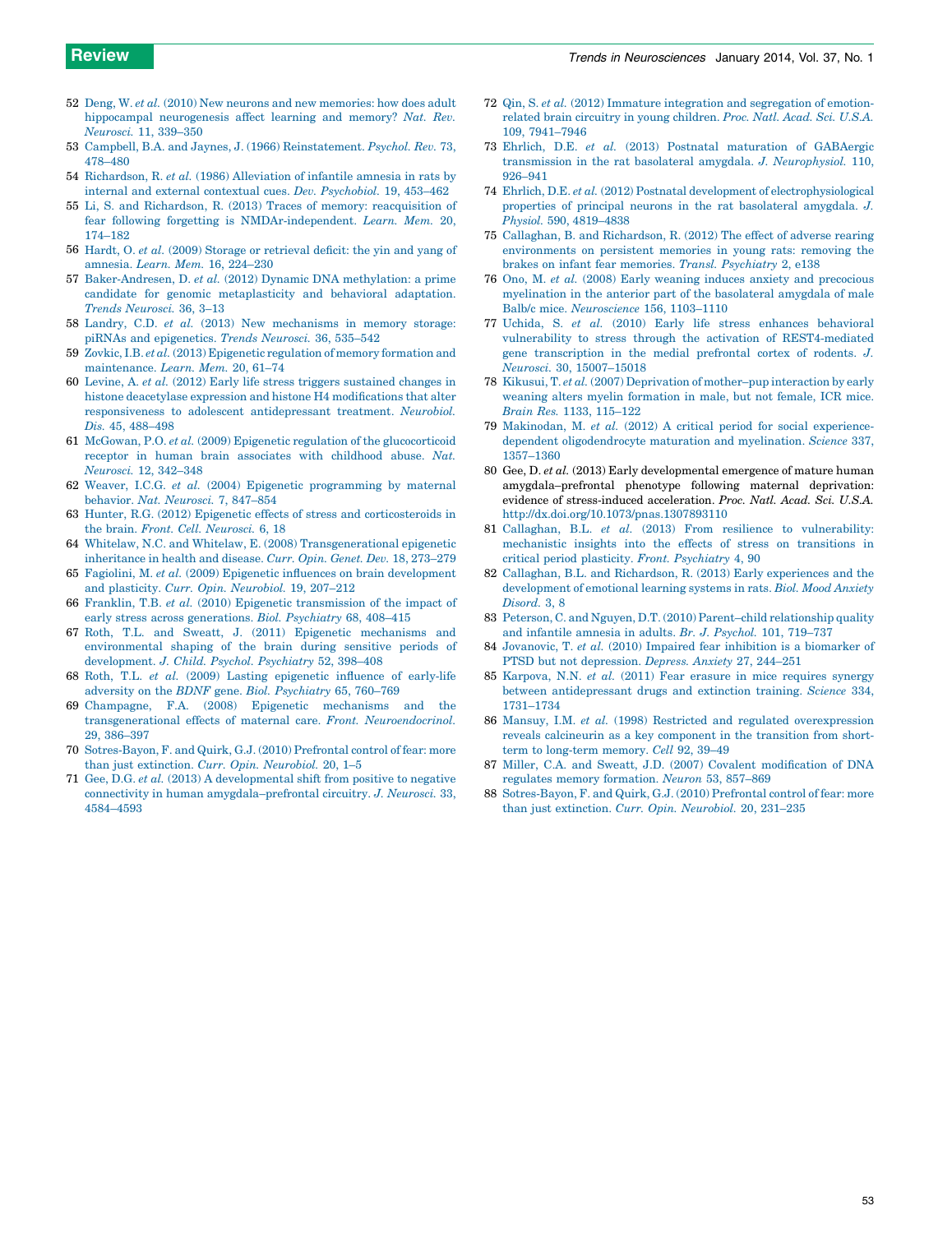52 Deng, W. *et al.* (2010) New neurons and new memories: how does adult hippocampal neurogenesis affect learning and memory? *Nat. Rev. Neurosci.* 11, 339–350

53 Campbell, B.A. and Jaynes, J. (1966) Reinstatement. *Psychol. Rev.* 73, 478–480

54 Richardson, R. *et al.* (1986) Alleviation of infantile amnesia in rats by internal and external contextual cues. *Dev. Psychobiol.* 19, 453–462

55 Li, S. and Richardson, R. (2013) Traces of memory: reacquisition of fear following forgetting is NMDAr-independent. *Learn. Mem.* 20, 174–182

56 Hardt, O. *et al.* (2009) Storage or retrieval deficit: the yin and yang of amnesia. *Learn. Mem.* 16, 224–230

57 Baker-Andresen, D. *et al.* (2012) Dynamic DNA methylation: a prime candidate for genomic metaplasticity and behavioral adaptation. *Trends Neurosci.* 36, 3–13

58 Landry, C.D. *et al.* (2013) New mechanisms in memory storage: piRNAs and epigenetics. *Trends Neurosci.* 36, 535–542

59 Zovkic, I.B. *et al.* (2013) Epigenetic regulation of memory formation and maintenance. *Learn. Mem.* 20, 61–74

60 Levine, A. *et al.* (2012) Early life stress triggers sustained changes in histone deacetylase expression and histone H4 modifications that alter responsiveness to adolescent antidepressant treatment. *Neurobiol. Dis.* 45, 488–498

61 McGowan, P.O. *et al.* (2009) Epigenetic regulation of the glucocorticoid receptor in human brain associates with childhood abuse. *Nat. Neurosci.* 12, 342–348

62 Weaver, I.C.G. *et al.* (2004) Epigenetic programming by maternal behavior. *Nat. Neurosci.* 7, 847–854

63 Hunter, R.G. (2012) Epigenetic effects of stress and corticosteroids in the brain. *Front. Cell. Neurosci.* 6, 18

64 Whitelaw, N.C. and Whitelaw, E. (2008) Transgenerational epigenetic inheritance in health and disease. *Curr. Opin. Genet. Dev.* 18, 273–279

65 Fagiolini, M. *et al.* (2009) Epigenetic influences on brain development and plasticity. *Curr. Opin. Neurobiol.* 19, 207–212

66 Franklin, T.B. *et al.* (2010) Epigenetic transmission of the impact of early stress across generations. *Biol. Psychiatry* 68, 408–415

67 Roth, T.L. and Sweatt, J. (2011) Epigenetic mechanisms and environmental shaping of the brain during sensitive periods of development. *J. Child. Psychol. Psychiatry* 52, 398–408

68 Roth, T.L. *et al.* (2009) Lasting epigenetic influence of early-life adversity on the *BDNF* gene. *Biol. Psychiatry* 65, 760–769

69 Champagne, F.A. (2008) Epigenetic mechanisms and the transgenerational effects of maternal care. *Front. Neuroendocrinol.* 29, 386–397

70 Sotres-Bayon, F. and Quirk, G.J. (2010) Prefrontal control of fear: more than just extinction. *Curr. Opin. Neurobiol.* 20, 1–5

71 Gee, D.G. *et al.* (2013) A developmental shift from positive to negative connectivity in human amygdala–prefrontal circuitry. *J. Neurosci.* 33, 4584–4593

72 Qin, S. *et al.* (2012) Immature integration and segregation of emotion-related brain circuitry in young children. *Proc. Natl. Acad. Sci. U.S.A.* 109, 7941–7946

73 Ehrlich, D.E. *et al.* (2013) Postnatal maturation of GABAergic transmission in the rat basolateral amygdala. *J. Neurophysiol.* 110, 926–941

74 Ehrlich, D.E. *et al.* (2012) Postnatal development of electrophysiological properties of principal neurons in the rat basolateral amygdala. *J. Physiol.* 590, 4819–4838

75 Callaghan, B. and Richardson, R. (2012) The effect of adverse rearing environments on persistent memories in young rats: removing the brakes on infant fear memories. *Transl. Psychiatry* 2, e138

76 Ono, M. *et al.* (2008) Early weaning induces anxiety and precocious myelination in the anterior part of the basolateral amygdala of male Balb/c mice. *Neuroscience* 156, 1103–1110

77 Uchida, S. *et al.* (2010) Early life stress enhances behavioral vulnerability to stress through the activation of REST4-mediated gene transcription in the medial prefrontal cortex of rodents. *J. Neurosci.* 30, 15007–15018

78 Kikusui, T. *et al.* (2007) Deprivation of mother–pup interaction by early weaning alters myelin formation in male, but not female, ICR mice. *Brain Res.* 1133, 115–122

79 Makinodan, M. *et al.* (2012) A critical period for social experience-dependent oligodendrocyte maturation and myelination. *Science* 337, 1357–1360

80 Gee, D. *et al.* (2013) Early developmental emergence of mature human amygdala–prefrontal phenotype following maternal deprivation: evidence of stress-induced acceleration. *Proc. Natl. Acad. Sci. U.S.A.* http://dx.doi.org/10.1073/pnas.1307893110

81 Callaghan, B.L. *et al.* (2013) From resilience to vulnerability: mechanistic insights into the effects of stress on transitions in critical period plasticity. *Front. Psychiatry* 4, 90

82 Callaghan, B.L. and Richardson, R. (2013) Early experiences and the development of emotional learning systems in rats. *Biol. Mood Anxiety Disord.* 3, 8

83 Peterson, C. and Nguyen, D.T. (2010) Parent–child relationship quality and infantile amnesia in adults. *Br. J. Psychol.* 101, 719–737

84 Jovanovic, T. *et al.* (2010) Impaired fear inhibition is a biomarker of PTSD but not depression. *Depress. Anxiety* 27, 244–251

85 Karpova, N.N. *et al.* (2011) Fear erasure in mice requires synergy between antidepressant drugs and extinction training. *Science* 334, 1731–1734

86 Mansuy, I.M. *et al.* (1998) Restricted and regulated overexpression reveals calcineurin as a key component in the transition from short-term to long-term memory. *Cell* 92, 39–49

87 Miller, C.A. and Sweatt, J.D. (2007) Covalent modification of DNA regulates memory formation. *Neuron* 53, 857–869

88 Sotres-Bayon, F. and Quirk, G.J. (2010) Prefrontal control of fear: more than just extinction. *Curr. Opin. Neurobiol.* 20, 231–235